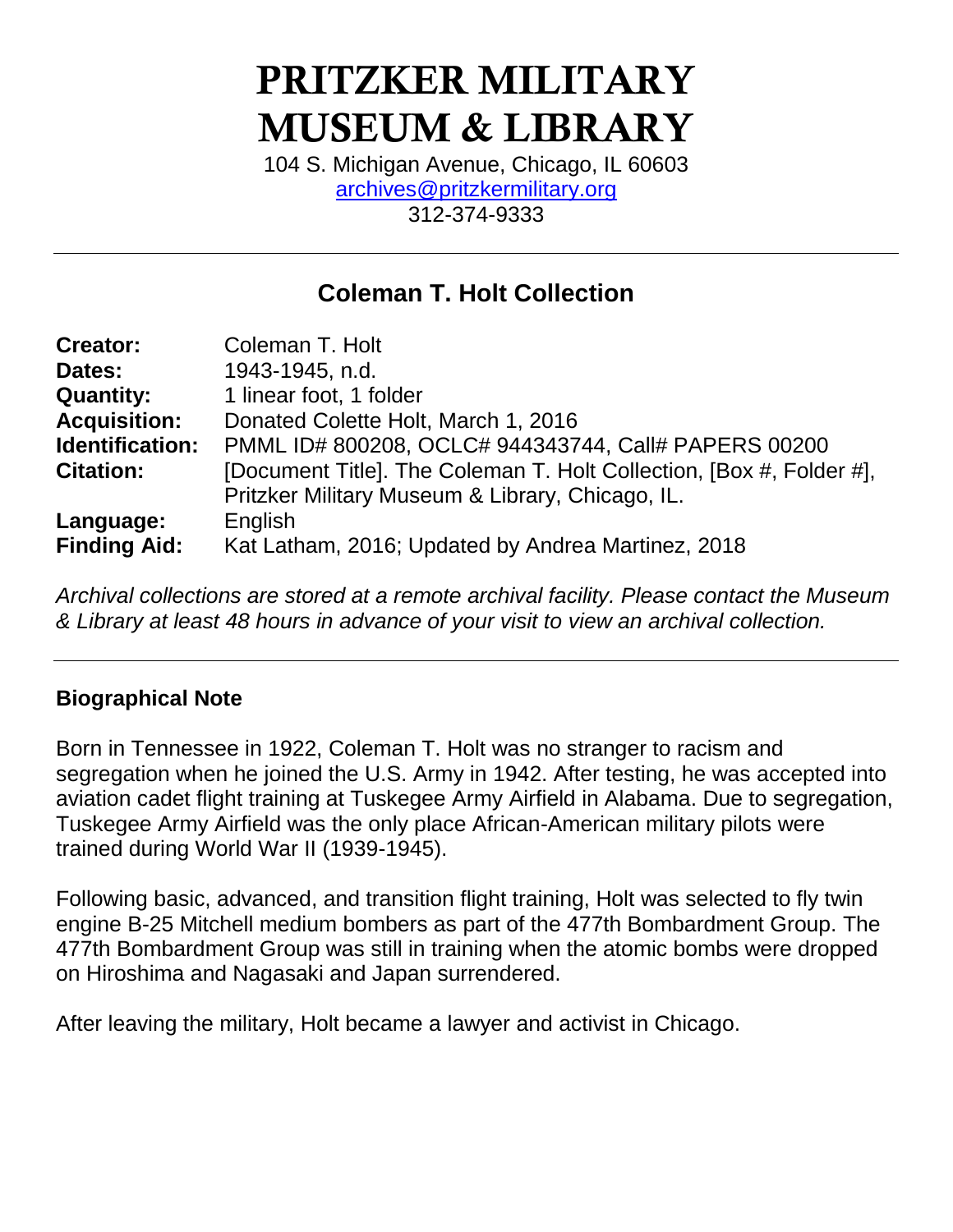# PRITZKER MILITARY MUSEUM & LIBRARY

104 S. Michigan Avenue, Chicago, IL 60603
archives@pritzkermilitary.org
312-374-9333

---

## Coleman T. Holt Collection

| | |
|---|---|
| **Creator:** | Coleman T. Holt |
| **Dates:** | 1943-1945, n.d. |
| **Quantity:** | 1 linear foot, 1 folder |
| **Acquisition:** | Donated Colette Holt, March 1, 2016 |
| **Identification:** | PMML ID# 800208, OCLC# 944343744, Call# PAPERS 00200 |
| **Citation:** | [Document Title]. The Coleman T. Holt Collection, [Box #, Folder #], Pritzker Military Museum & Library, Chicago, IL. |
| **Language:** | English |
| **Finding Aid:** | Kat Latham, 2016; Updated by Andrea Martinez, 2018 |

*Archival collections are stored at a remote archival facility. Please contact the Museum & Library at least 48 hours in advance of your visit to view an archival collection.*

---

### Biographical Note

Born in Tennessee in 1922, Coleman T. Holt was no stranger to racism and segregation when he joined the U.S. Army in 1942. After testing, he was accepted into aviation cadet flight training at Tuskegee Army Airfield in Alabama. Due to segregation, Tuskegee Army Airfield was the only place African-American military pilots were trained during World War II (1939-1945).

Following basic, advanced, and transition flight training, Holt was selected to fly twin engine B-25 Mitchell medium bombers as part of the 477th Bombardment Group. The 477th Bombardment Group was still in training when the atomic bombs were dropped on Hiroshima and Nagasaki and Japan surrendered.

After leaving the military, Holt became a lawyer and activist in Chicago.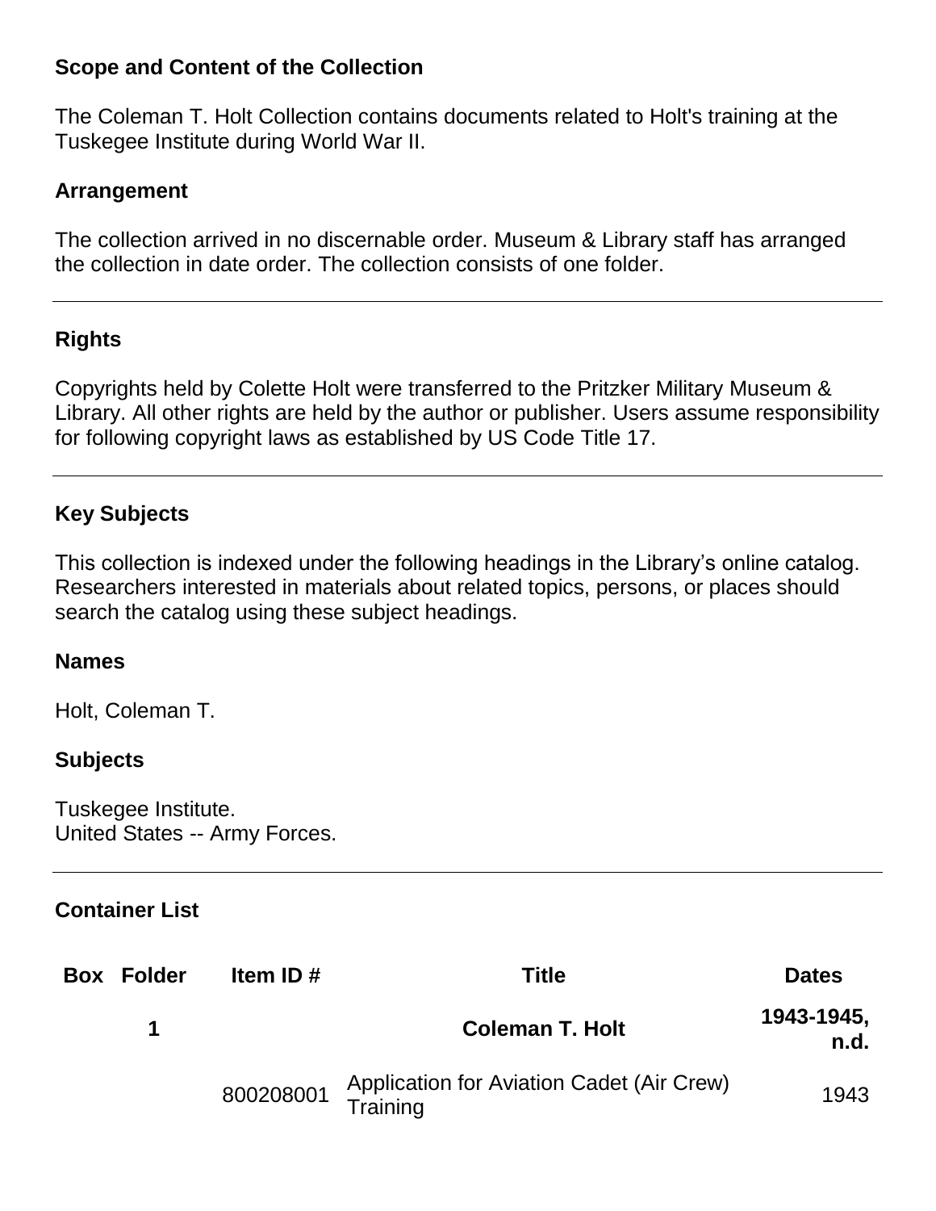## Scope and Content of the Collection

The Coleman T. Holt Collection contains documents related to Holt's training at the Tuskegee Institute during World War II.

## Arrangement

The collection arrived in no discernable order. Museum & Library staff has arranged the collection in date order. The collection consists of one folder.

---

## Rights

Copyrights held by Colette Holt were transferred to the Pritzker Military Museum & Library. All other rights are held by the author or publisher. Users assume responsibility for following copyright laws as established by US Code Title 17.

---

## Key Subjects

This collection is indexed under the following headings in the Library's online catalog. Researchers interested in materials about related topics, persons, or places should search the catalog using these subject headings.

### Names

Holt, Coleman T.

### Subjects

Tuskegee Institute.
United States -- Army Forces.

---

## Container List

| Box | Folder | Item ID # | Title | Dates |
|---|---|---|---|---|
| | **1** | | **Coleman T. Holt** | **1943-1945, n.d.** |
| | | 800208001 | Application for Aviation Cadet (Air Crew) Training | 1943 |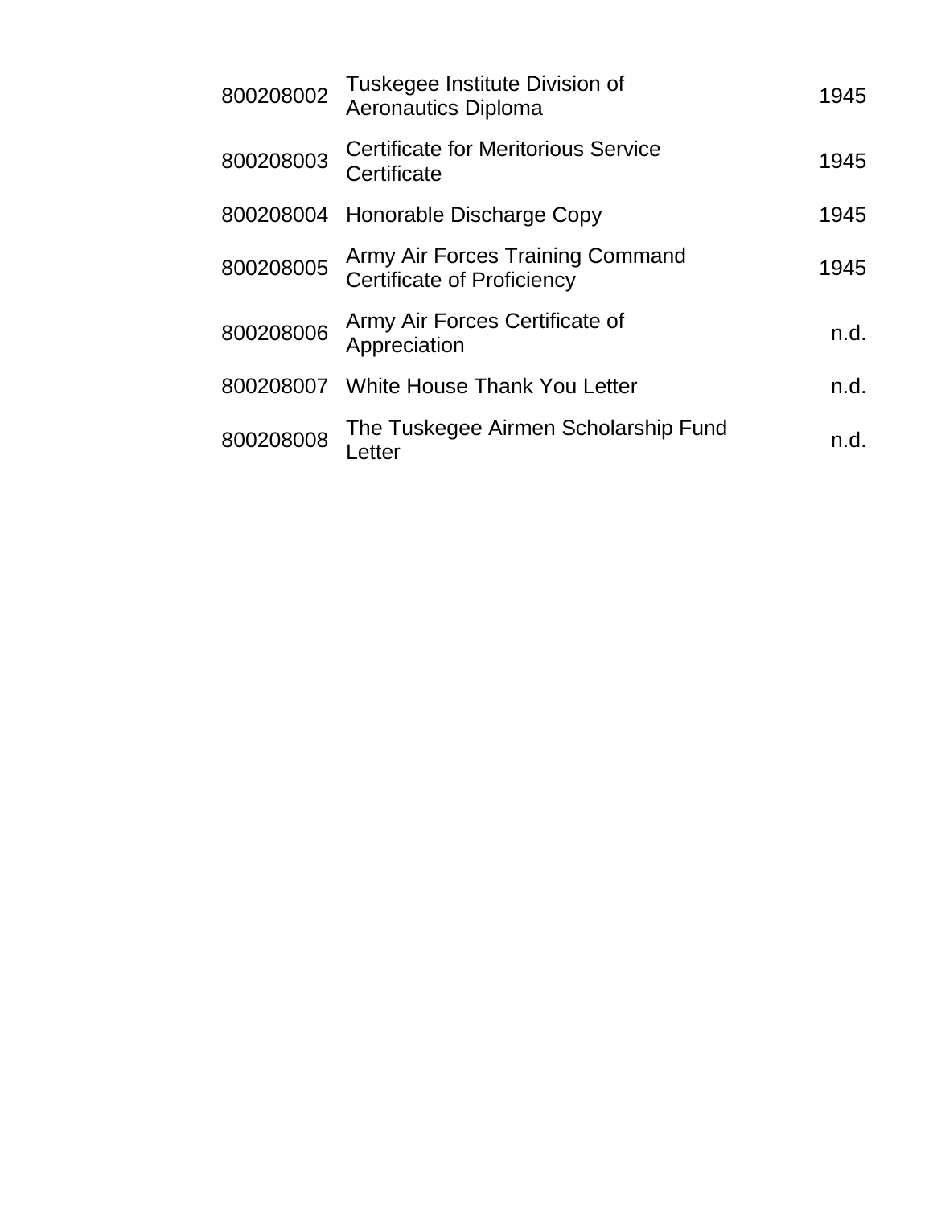| | | |
|---|---|---|
| 800208002 | Tuskegee Institute Division of Aeronautics Diploma | 1945 |
| 800208003 | Certificate for Meritorious Service Certificate | 1945 |
| 800208004 | Honorable Discharge Copy | 1945 |
| 800208005 | Army Air Forces Training Command Certificate of Proficiency | 1945 |
| 800208006 | Army Air Forces Certificate of Appreciation | n.d. |
| 800208007 | White House Thank You Letter | n.d. |
| 800208008 | The Tuskegee Airmen Scholarship Fund Letter | n.d. |